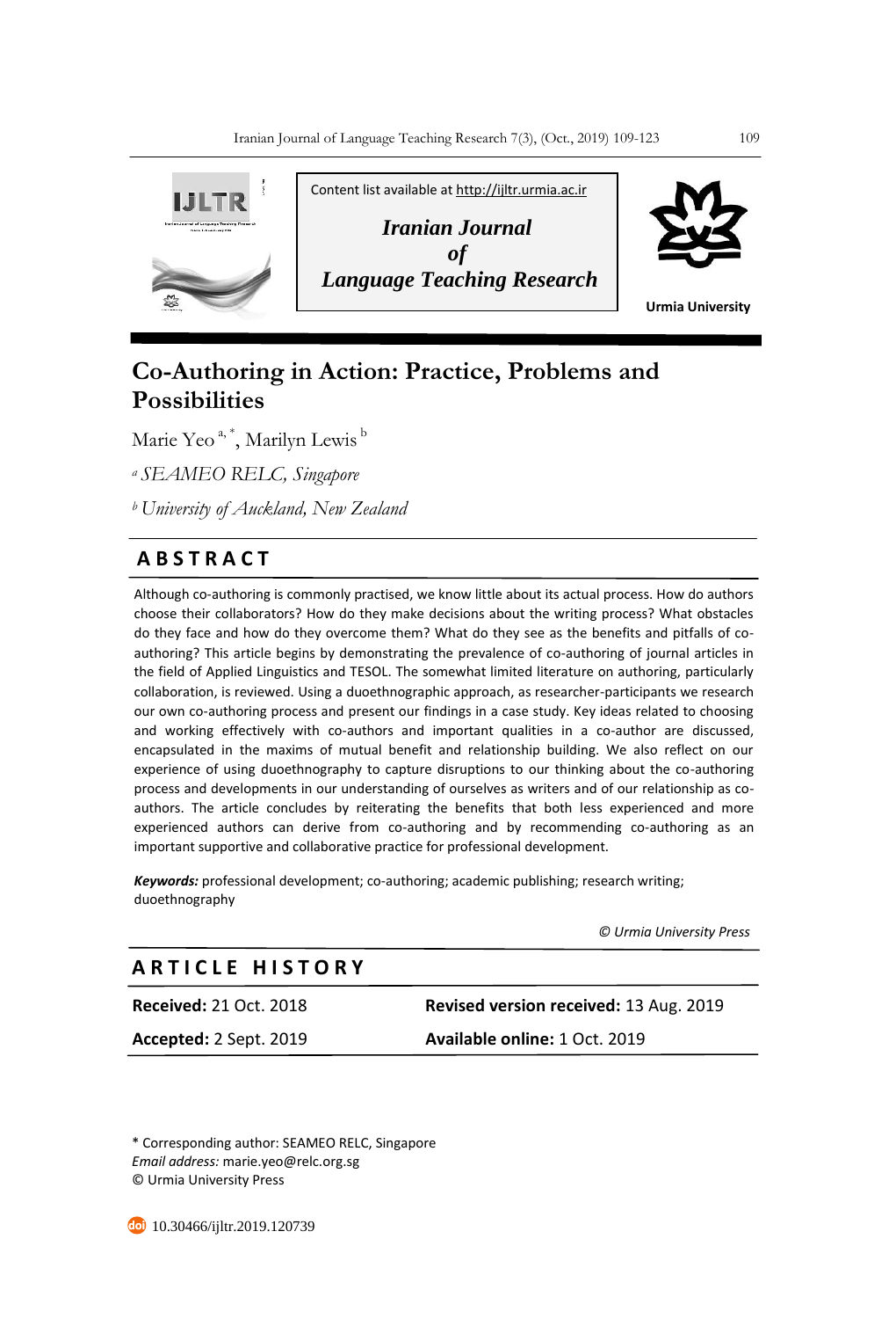Content list available at http://ijltr.urmia.ac.ir

*Iranian Journal of Language Teaching Research*

Urmia University

# Co-Authoring in Action: Practice, Problems and Possibilities

Marie Yeo [a, *], Marilyn Lewis [b]

[a] *SEAMEO RELC, Singapore*

[b] *University of Auckland, New Zealand*

## ABSTRACT

Although co-authoring is commonly practised, we know little about its actual process. How do authors choose their collaborators? How do they make decisions about the writing process? What obstacles do they face and how do they overcome them? What do they see as the benefits and pitfalls of co-authoring? This article begins by demonstrating the prevalence of co-authoring of journal articles in the field of Applied Linguistics and TESOL. The somewhat limited literature on authoring, particularly collaboration, is reviewed. Using a duoethnographic approach, as researcher-participants we research our own co-authoring process and present our findings in a case study. Key ideas related to choosing and working effectively with co-authors and important qualities in a co-author are discussed, encapsulated in the maxims of mutual benefit and relationship building. We also reflect on our experience of using duoethnography to capture disruptions to our thinking about the co-authoring process and developments in our understanding of ourselves as writers and of our relationship as co-authors. The article concludes by reiterating the benefits that both less experienced and more experienced authors can derive from co-authoring and by recommending co-authoring as an important supportive and collaborative practice for professional development.

***Keywords:*** professional development; co-authoring; academic publishing; research writing; duoethnography

*© Urmia University Press*

## ARTICLE HISTORY

| | |
|---|---|
| **Received:** 21 Oct. 2018 | **Revised version received:** 13 Aug. 2019 |
| **Accepted:** 2 Sept. 2019 | **Available online:** 1 Oct. 2019 |

\* Corresponding author: SEAMEO RELC, Singapore
*Email address:* marie.yeo@relc.org.sg
© Urmia University Press

10.30466/ijltr.2019.120739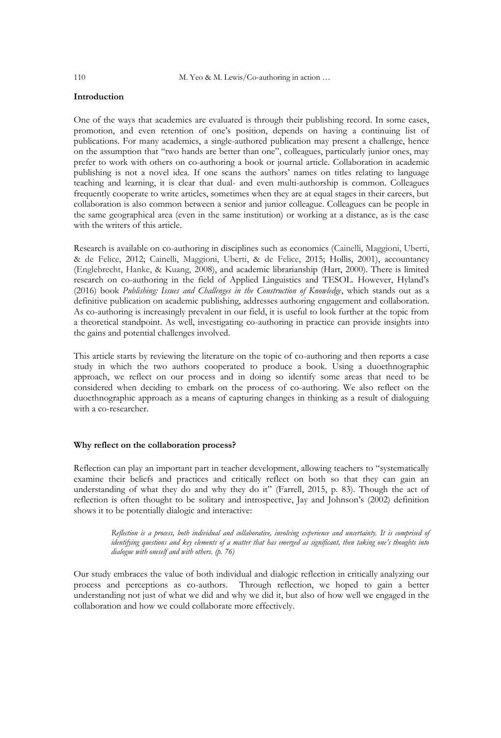**Introduction**

One of the ways that academics are evaluated is through their publishing record. In some cases, promotion, and even retention of one's position, depends on having a continuing list of publications. For many academics, a single-authored publication may present a challenge, hence on the assumption that "two hands are better than one", colleagues, particularly junior ones, may prefer to work with others on co-authoring a book or journal article. Collaboration in academic publishing is not a novel idea. If one scans the authors' names on titles relating to language teaching and learning, it is clear that dual- and even multi-authorship is common. Colleagues frequently cooperate to write articles, sometimes when they are at equal stages in their careers, but collaboration is also common between a senior and junior colleague. Colleagues can be people in the same geographical area (even in the same institution) or working at a distance, as is the case with the writers of this article.

Research is available on co-authoring in disciplines such as economics (Cainelli, Maggioni, Uberti, & de Felice, 2012; Cainelli, Maggioni, Uberti, & de Felice, 2015; Hollis, 2001), accountancy (Englebrecht, Hanke, & Kuang, 2008), and academic librarianship (Hart, 2000). There is limited research on co-authoring in the field of Applied Linguistics and TESOL. However, Hyland's (2016) book *Publishing: Issues and Challenges in the Construction of Knowledge*, which stands out as a definitive publication on academic publishing, addresses authoring engagement and collaboration. As co-authoring is increasingly prevalent in our field, it is useful to look further at the topic from a theoretical standpoint. As well, investigating co-authoring in practice can provide insights into the gains and potential challenges involved.

This article starts by reviewing the literature on the topic of co-authoring and then reports a case study in which the two authors cooperated to produce a book. Using a duoethnographic approach, we reflect on our process and in doing so identify some areas that need to be considered when deciding to embark on the process of co-authoring. We also reflect on the duoethnographic approach as a means of capturing changes in thinking as a result of dialoguing with a co-researcher.

**Why reflect on the collaboration process?**

Reflection can play an important part in teacher development, allowing teachers to "systematically examine their beliefs and practices and critically reflect on both so that they can gain an understanding of what they do and why they do it" (Farrell, 2015, p. 83). Though the act of reflection is often thought to be solitary and introspective, Jay and Johnson's (2002) definition shows it to be potentially dialogic and interactive:

> *Reflection is a process, both individual and collaborative, involving experience and uncertainty. It is comprised of identifying questions and key elements of a matter that has emerged as significant, then taking one's thoughts into dialogue with oneself and with others. (p. 76)*

Our study embraces the value of both individual and dialogic reflection in critically analyzing our process and perceptions as co-authors. Through reflection, we hoped to gain a better understanding not just of what we did and why we did it, but also of how well we engaged in the collaboration and how we could collaborate more effectively.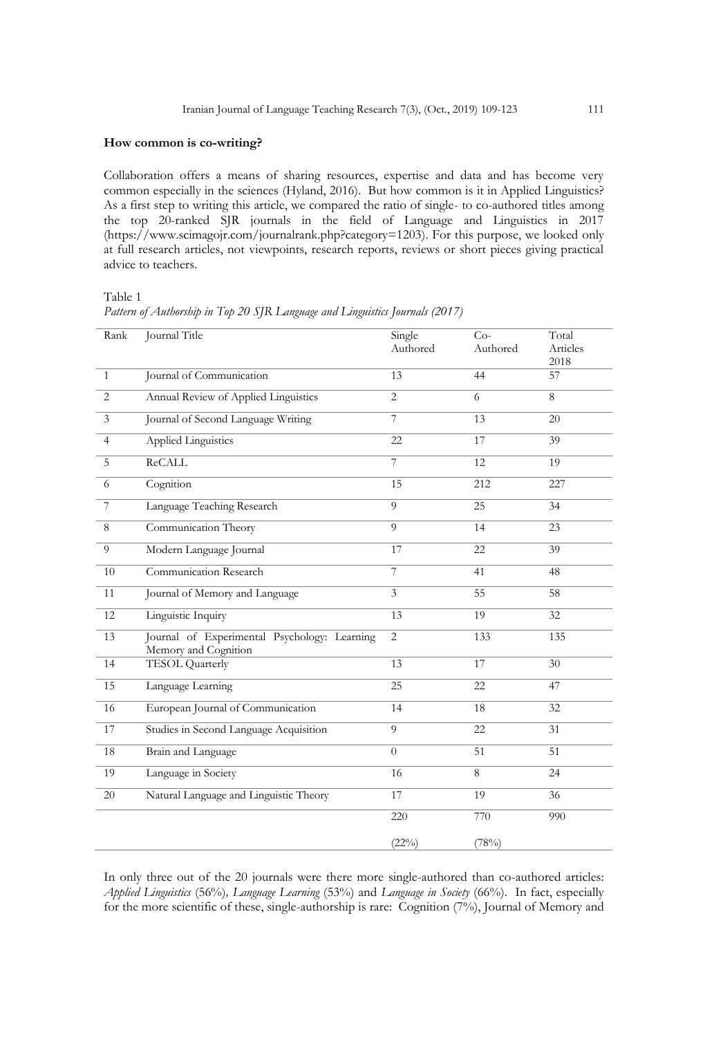**How common is co-writing?**

Collaboration offers a means of sharing resources, expertise and data and has become very common especially in the sciences (Hyland, 2016). But how common is it in Applied Linguistics? As a first step to writing this article, we compared the ratio of single- to co-authored titles among the top 20-ranked SJR journals in the field of Language and Linguistics in 2017 (https://www.scimagojr.com/journalrank.php?category=1203). For this purpose, we looked only at full research articles, not viewpoints, research reports, reviews or short pieces giving practical advice to teachers.

Table 1
*Pattern of Authorship in Top 20 SJR Language and Linguistics Journals (2017)*

| Rank | Journal Title | Single Authored | Co-Authored | Total Articles 2018 |
|---|---|---|---|---|
| 1 | Journal of Communication | 13 | 44 | 57 |
| 2 | Annual Review of Applied Linguistics | 2 | 6 | 8 |
| 3 | Journal of Second Language Writing | 7 | 13 | 20 |
| 4 | Applied Linguistics | 22 | 17 | 39 |
| 5 | ReCALL | 7 | 12 | 19 |
| 6 | Cognition | 15 | 212 | 227 |
| 7 | Language Teaching Research | 9 | 25 | 34 |
| 8 | Communication Theory | 9 | 14 | 23 |
| 9 | Modern Language Journal | 17 | 22 | 39 |
| 10 | Communication Research | 7 | 41 | 48 |
| 11 | Journal of Memory and Language | 3 | 55 | 58 |
| 12 | Linguistic Inquiry | 13 | 19 | 32 |
| 13 | Journal of Experimental Psychology: Learning Memory and Cognition | 2 | 133 | 135 |
| 14 | TESOL Quarterly | 13 | 17 | 30 |
| 15 | Language Learning | 25 | 22 | 47 |
| 16 | European Journal of Communication | 14 | 18 | 32 |
| 17 | Studies in Second Language Acquisition | 9 | 22 | 31 |
| 18 | Brain and Language | 0 | 51 | 51 |
| 19 | Language in Society | 16 | 8 | 24 |
| 20 | Natural Language and Linguistic Theory | 17 | 19 | 36 |
| | | 220<br>(22%) | 770<br>(78%) | 990 |

In only three out of the 20 journals were there more single-authored than co-authored articles: *Applied Linguistics* (56%)*, Language Learning* (53%) and *Language in Society* (66%). In fact, especially for the more scientific of these, single-authorship is rare: Cognition (7%), Journal of Memory and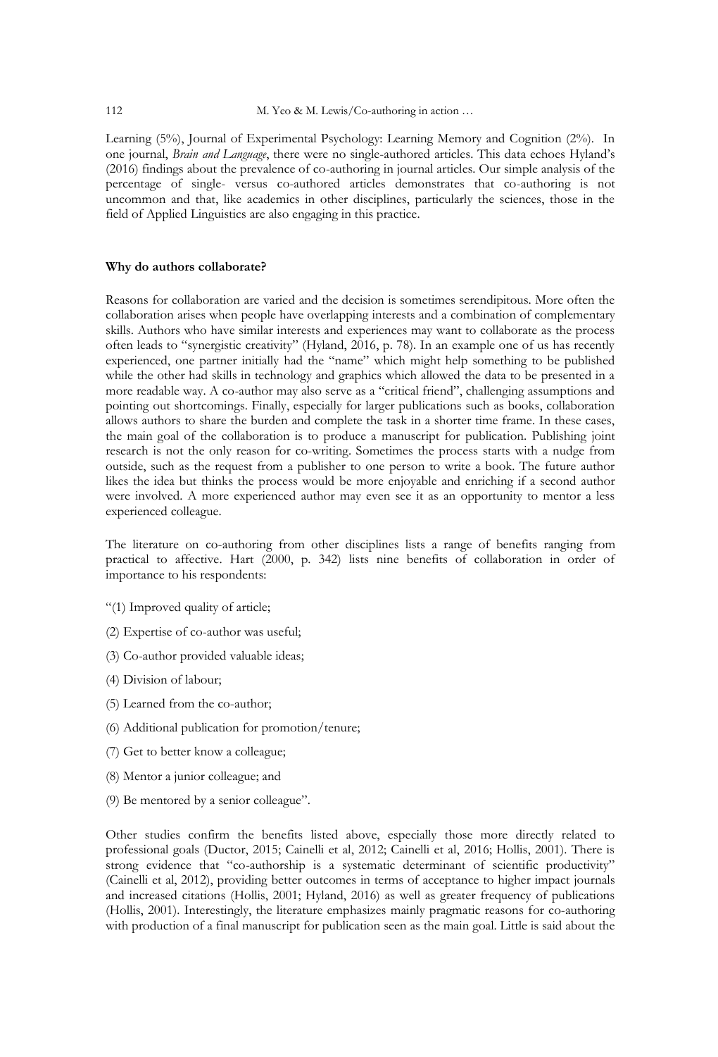Learning (5%), Journal of Experimental Psychology: Learning Memory and Cognition (2%). In one journal, *Brain and Language*, there were no single-authored articles. This data echoes Hyland's (2016) findings about the prevalence of co-authoring in journal articles. Our simple analysis of the percentage of single- versus co-authored articles demonstrates that co-authoring is not uncommon and that, like academics in other disciplines, particularly the sciences, those in the field of Applied Linguistics are also engaging in this practice.

**Why do authors collaborate?**

Reasons for collaboration are varied and the decision is sometimes serendipitous. More often the collaboration arises when people have overlapping interests and a combination of complementary skills. Authors who have similar interests and experiences may want to collaborate as the process often leads to "synergistic creativity" (Hyland, 2016, p. 78). In an example one of us has recently experienced, one partner initially had the "name" which might help something to be published while the other had skills in technology and graphics which allowed the data to be presented in a more readable way. A co-author may also serve as a "critical friend", challenging assumptions and pointing out shortcomings. Finally, especially for larger publications such as books, collaboration allows authors to share the burden and complete the task in a shorter time frame. In these cases, the main goal of the collaboration is to produce a manuscript for publication. Publishing joint research is not the only reason for co-writing. Sometimes the process starts with a nudge from outside, such as the request from a publisher to one person to write a book. The future author likes the idea but thinks the process would be more enjoyable and enriching if a second author were involved. A more experienced author may even see it as an opportunity to mentor a less experienced colleague.

The literature on co-authoring from other disciplines lists a range of benefits ranging from practical to affective. Hart (2000, p. 342) lists nine benefits of collaboration in order of importance to his respondents:

"(1) Improved quality of article;

(2) Expertise of co-author was useful;

(3) Co-author provided valuable ideas;

(4) Division of labour;

(5) Learned from the co-author;

(6) Additional publication for promotion/tenure;

(7) Get to better know a colleague;

(8) Mentor a junior colleague; and

(9) Be mentored by a senior colleague".

Other studies confirm the benefits listed above, especially those more directly related to professional goals (Ductor, 2015; Cainelli et al, 2012; Cainelli et al, 2016; Hollis, 2001). There is strong evidence that "co-authorship is a systematic determinant of scientific productivity" (Cainelli et al, 2012), providing better outcomes in terms of acceptance to higher impact journals and increased citations (Hollis, 2001; Hyland, 2016) as well as greater frequency of publications (Hollis, 2001). Interestingly, the literature emphasizes mainly pragmatic reasons for co-authoring with production of a final manuscript for publication seen as the main goal. Little is said about the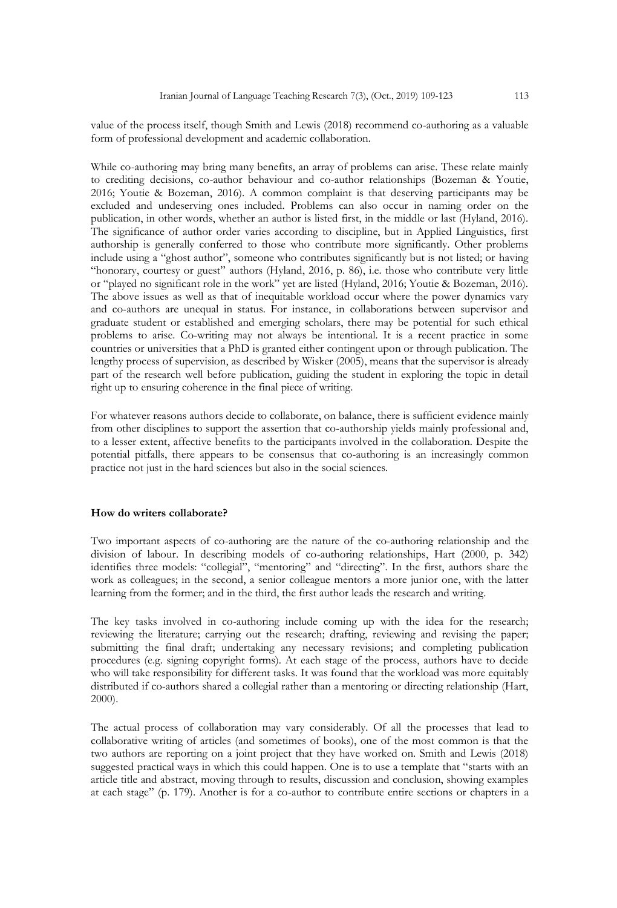value of the process itself, though Smith and Lewis (2018) recommend co-authoring as a valuable form of professional development and academic collaboration.

While co-authoring may bring many benefits, an array of problems can arise. These relate mainly to crediting decisions, co-author behaviour and co-author relationships (Bozeman & Youtie, 2016; Youtie & Bozeman, 2016). A common complaint is that deserving participants may be excluded and undeserving ones included. Problems can also occur in naming order on the publication, in other words, whether an author is listed first, in the middle or last (Hyland, 2016). The significance of author order varies according to discipline, but in Applied Linguistics, first authorship is generally conferred to those who contribute more significantly. Other problems include using a "ghost author", someone who contributes significantly but is not listed; or having "honorary, courtesy or guest" authors (Hyland, 2016, p. 86), i.e. those who contribute very little or "played no significant role in the work" yet are listed (Hyland, 2016; Youtie & Bozeman, 2016). The above issues as well as that of inequitable workload occur where the power dynamics vary and co-authors are unequal in status. For instance, in collaborations between supervisor and graduate student or established and emerging scholars, there may be potential for such ethical problems to arise. Co-writing may not always be intentional. It is a recent practice in some countries or universities that a PhD is granted either contingent upon or through publication. The lengthy process of supervision, as described by Wisker (2005), means that the supervisor is already part of the research well before publication, guiding the student in exploring the topic in detail right up to ensuring coherence in the final piece of writing.

For whatever reasons authors decide to collaborate, on balance, there is sufficient evidence mainly from other disciplines to support the assertion that co-authorship yields mainly professional and, to a lesser extent, affective benefits to the participants involved in the collaboration. Despite the potential pitfalls, there appears to be consensus that co-authoring is an increasingly common practice not just in the hard sciences but also in the social sciences.

**How do writers collaborate?**

Two important aspects of co-authoring are the nature of the co-authoring relationship and the division of labour. In describing models of co-authoring relationships, Hart (2000, p. 342) identifies three models: "collegial", "mentoring" and "directing". In the first, authors share the work as colleagues; in the second, a senior colleague mentors a more junior one, with the latter learning from the former; and in the third, the first author leads the research and writing.

The key tasks involved in co-authoring include coming up with the idea for the research; reviewing the literature; carrying out the research; drafting, reviewing and revising the paper; submitting the final draft; undertaking any necessary revisions; and completing publication procedures (e.g. signing copyright forms). At each stage of the process, authors have to decide who will take responsibility for different tasks. It was found that the workload was more equitably distributed if co-authors shared a collegial rather than a mentoring or directing relationship (Hart, 2000).

The actual process of collaboration may vary considerably. Of all the processes that lead to collaborative writing of articles (and sometimes of books), one of the most common is that the two authors are reporting on a joint project that they have worked on. Smith and Lewis (2018) suggested practical ways in which this could happen. One is to use a template that "starts with an article title and abstract, moving through to results, discussion and conclusion, showing examples at each stage" (p. 179). Another is for a co-author to contribute entire sections or chapters in a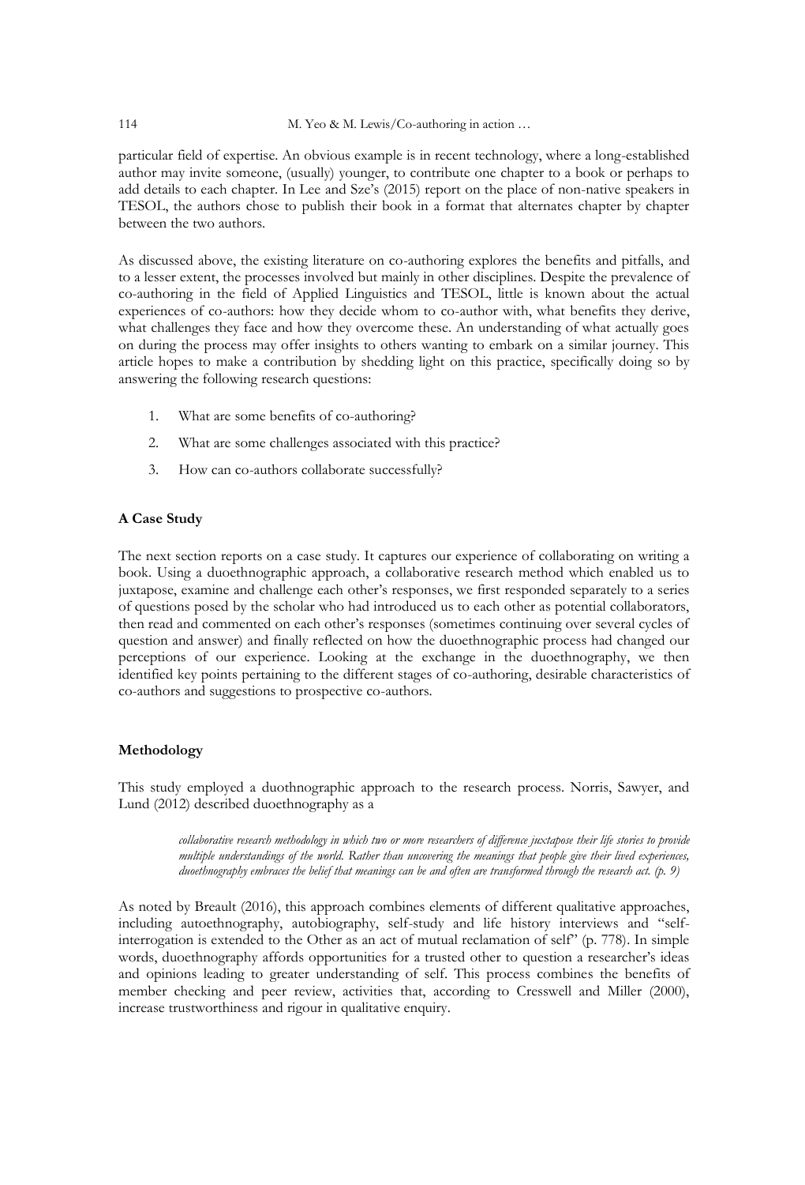particular field of expertise. An obvious example is in recent technology, where a long-established author may invite someone, (usually) younger, to contribute one chapter to a book or perhaps to add details to each chapter. In Lee and Sze's (2015) report on the place of non-native speakers in TESOL, the authors chose to publish their book in a format that alternates chapter by chapter between the two authors.

As discussed above, the existing literature on co-authoring explores the benefits and pitfalls, and to a lesser extent, the processes involved but mainly in other disciplines. Despite the prevalence of co-authoring in the field of Applied Linguistics and TESOL, little is known about the actual experiences of co-authors: how they decide whom to co-author with, what benefits they derive, what challenges they face and how they overcome these. An understanding of what actually goes on during the process may offer insights to others wanting to embark on a similar journey. This article hopes to make a contribution by shedding light on this practice, specifically doing so by answering the following research questions:

1. What are some benefits of co-authoring?
2. What are some challenges associated with this practice?
3. How can co-authors collaborate successfully?

**A Case Study**

The next section reports on a case study. It captures our experience of collaborating on writing a book. Using a duoethnographic approach, a collaborative research method which enabled us to juxtapose, examine and challenge each other's responses, we first responded separately to a series of questions posed by the scholar who had introduced us to each other as potential collaborators, then read and commented on each other's responses (sometimes continuing over several cycles of question and answer) and finally reflected on how the duoethnographic process had changed our perceptions of our experience. Looking at the exchange in the duoethnography, we then identified key points pertaining to the different stages of co-authoring, desirable characteristics of co-authors and suggestions to prospective co-authors.

**Methodology**

This study employed a duothnographic approach to the research process. Norris, Sawyer, and Lund (2012) described duoethnography as a

> *collaborative research methodology in which two or more researchers of difference juxtapose their life stories to provide multiple understandings of the world. Rather than uncovering the meanings that people give their lived experiences, duoethnography embraces the belief that meanings can be and often are transformed through the research act. (p. 9)*

As noted by Breault (2016), this approach combines elements of different qualitative approaches, including autoethnography, autobiography, self-study and life history interviews and "self-interrogation is extended to the Other as an act of mutual reclamation of self" (p. 778). In simple words, duoethnography affords opportunities for a trusted other to question a researcher's ideas and opinions leading to greater understanding of self. This process combines the benefits of member checking and peer review, activities that, according to Cresswell and Miller (2000), increase trustworthiness and rigour in qualitative enquiry.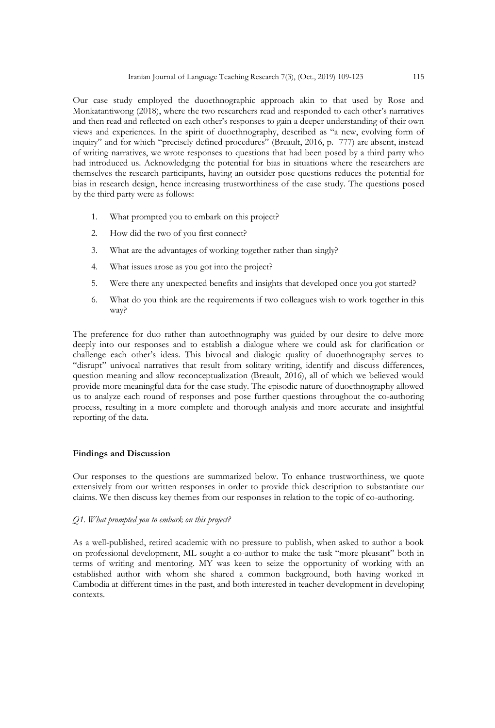Our case study employed the duoethnographic approach akin to that used by Rose and Monkatantiwong (2018), where the two researchers read and responded to each other's narratives and then read and reflected on each other's responses to gain a deeper understanding of their own views and experiences. In the spirit of duoethnography, described as "a new, evolving form of inquiry" and for which "precisely defined procedures" (Breault, 2016, p. 777) are absent, instead of writing narratives, we wrote responses to questions that had been posed by a third party who had introduced us. Acknowledging the potential for bias in situations where the researchers are themselves the research participants, having an outsider pose questions reduces the potential for bias in research design, hence increasing trustworthiness of the case study. The questions posed by the third party were as follows:

1. What prompted you to embark on this project?
2. How did the two of you first connect?
3. What are the advantages of working together rather than singly?
4. What issues arose as you got into the project?
5. Were there any unexpected benefits and insights that developed once you got started?
6. What do you think are the requirements if two colleagues wish to work together in this way?

The preference for duo rather than autoethnography was guided by our desire to delve more deeply into our responses and to establish a dialogue where we could ask for clarification or challenge each other's ideas. This bivocal and dialogic quality of duoethnography serves to "disrupt" univocal narratives that result from solitary writing, identify and discuss differences, question meaning and allow reconceptualization (Breault, 2016), all of which we believed would provide more meaningful data for the case study. The episodic nature of duoethnography allowed us to analyze each round of responses and pose further questions throughout the co-authoring process, resulting in a more complete and thorough analysis and more accurate and insightful reporting of the data.

**Findings and Discussion**

Our responses to the questions are summarized below. To enhance trustworthiness, we quote extensively from our written responses in order to provide thick description to substantiate our claims. We then discuss key themes from our responses in relation to the topic of co-authoring.

*Q1. What prompted you to embark on this project?*

As a well-published, retired academic with no pressure to publish, when asked to author a book on professional development, ML sought a co-author to make the task "more pleasant" both in terms of writing and mentoring. MY was keen to seize the opportunity of working with an established author with whom she shared a common background, both having worked in Cambodia at different times in the past, and both interested in teacher development in developing contexts.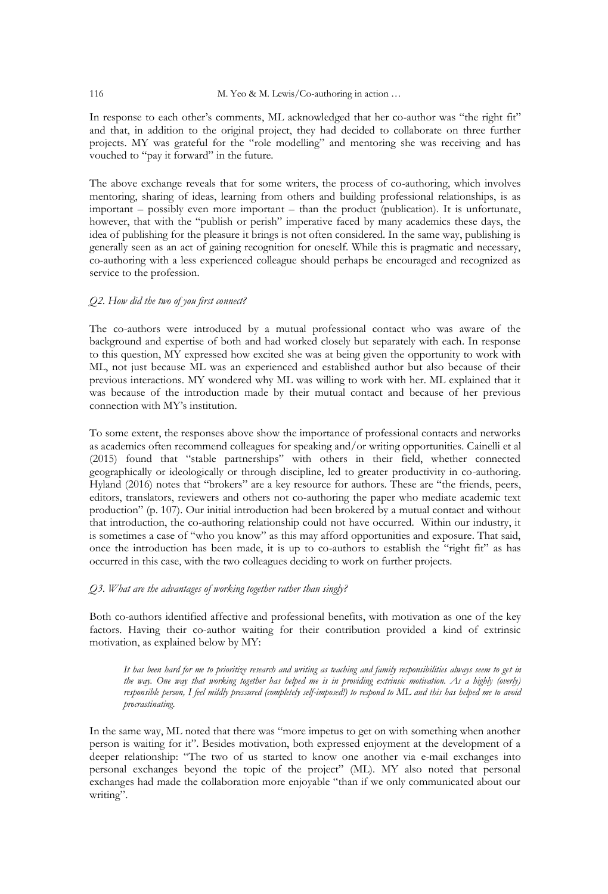In response to each other's comments, ML acknowledged that her co-author was "the right fit" and that, in addition to the original project, they had decided to collaborate on three further projects. MY was grateful for the "role modelling" and mentoring she was receiving and has vouched to "pay it forward" in the future.

The above exchange reveals that for some writers, the process of co-authoring, which involves mentoring, sharing of ideas, learning from others and building professional relationships, is as important – possibly even more important – than the product (publication). It is unfortunate, however, that with the "publish or perish" imperative faced by many academics these days, the idea of publishing for the pleasure it brings is not often considered. In the same way, publishing is generally seen as an act of gaining recognition for oneself. While this is pragmatic and necessary, co-authoring with a less experienced colleague should perhaps be encouraged and recognized as service to the profession.

*Q2. How did the two of you first connect?*

The co-authors were introduced by a mutual professional contact who was aware of the background and expertise of both and had worked closely but separately with each. In response to this question, MY expressed how excited she was at being given the opportunity to work with ML, not just because ML was an experienced and established author but also because of their previous interactions. MY wondered why ML was willing to work with her. ML explained that it was because of the introduction made by their mutual contact and because of her previous connection with MY's institution.

To some extent, the responses above show the importance of professional contacts and networks as academics often recommend colleagues for speaking and/or writing opportunities. Cainelli et al (2015) found that "stable partnerships" with others in their field, whether connected geographically or ideologically or through discipline, led to greater productivity in co-authoring. Hyland (2016) notes that "brokers" are a key resource for authors. These are "the friends, peers, editors, translators, reviewers and others not co-authoring the paper who mediate academic text production" (p. 107). Our initial introduction had been brokered by a mutual contact and without that introduction, the co-authoring relationship could not have occurred. Within our industry, it is sometimes a case of "who you know" as this may afford opportunities and exposure. That said, once the introduction has been made, it is up to co-authors to establish the "right fit" as has occurred in this case, with the two colleagues deciding to work on further projects.

*Q3. What are the advantages of working together rather than singly?*

Both co-authors identified affective and professional benefits, with motivation as one of the key factors. Having their co-author waiting for their contribution provided a kind of extrinsic motivation, as explained below by MY:

> *It has been hard for me to prioritize research and writing as teaching and family responsibilities always seem to get in the way. One way that working together has helped me is in providing extrinsic motivation. As a highly (overly) responsible person, I feel mildly pressured (completely self-imposed!) to respond to ML and this has helped me to avoid procrastinating.*

In the same way, ML noted that there was "more impetus to get on with something when another person is waiting for it". Besides motivation, both expressed enjoyment at the development of a deeper relationship: "The two of us started to know one another via e-mail exchanges into personal exchanges beyond the topic of the project" (ML). MY also noted that personal exchanges had made the collaboration more enjoyable "than if we only communicated about our writing".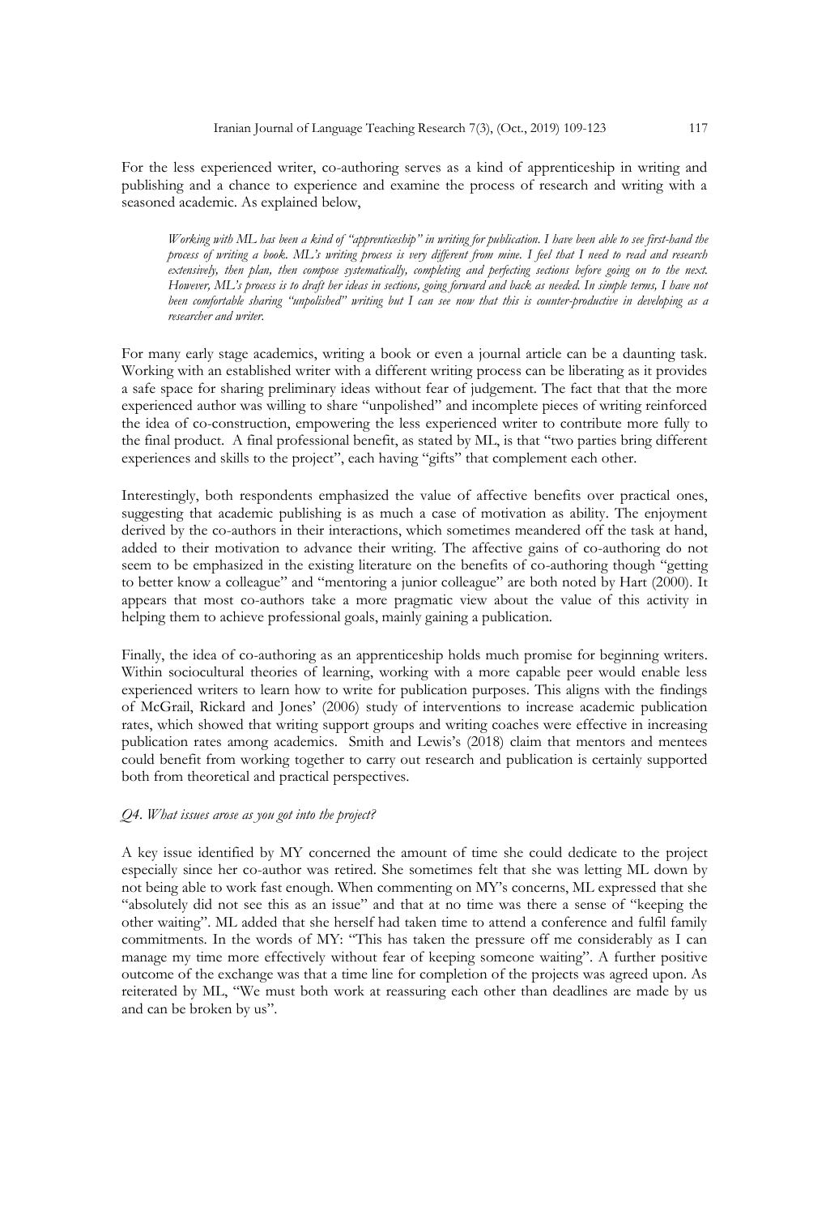For the less experienced writer, co-authoring serves as a kind of apprenticeship in writing and publishing and a chance to experience and examine the process of research and writing with a seasoned academic. As explained below,

> *Working with ML has been a kind of "apprenticeship" in writing for publication. I have been able to see first-hand the process of writing a book. ML's writing process is very different from mine. I feel that I need to read and research extensively, then plan, then compose systematically, completing and perfecting sections before going on to the next. However, ML's process is to draft her ideas in sections, going forward and back as needed. In simple terms, I have not been comfortable sharing "unpolished" writing but I can see now that this is counter-productive in developing as a researcher and writer.*

For many early stage academics, writing a book or even a journal article can be a daunting task. Working with an established writer with a different writing process can be liberating as it provides a safe space for sharing preliminary ideas without fear of judgement. The fact that that the more experienced author was willing to share "unpolished" and incomplete pieces of writing reinforced the idea of co-construction, empowering the less experienced writer to contribute more fully to the final product. A final professional benefit, as stated by ML, is that "two parties bring different experiences and skills to the project", each having "gifts" that complement each other.

Interestingly, both respondents emphasized the value of affective benefits over practical ones, suggesting that academic publishing is as much a case of motivation as ability. The enjoyment derived by the co-authors in their interactions, which sometimes meandered off the task at hand, added to their motivation to advance their writing. The affective gains of co-authoring do not seem to be emphasized in the existing literature on the benefits of co-authoring though "getting to better know a colleague" and "mentoring a junior colleague" are both noted by Hart (2000). It appears that most co-authors take a more pragmatic view about the value of this activity in helping them to achieve professional goals, mainly gaining a publication.

Finally, the idea of co-authoring as an apprenticeship holds much promise for beginning writers. Within sociocultural theories of learning, working with a more capable peer would enable less experienced writers to learn how to write for publication purposes. This aligns with the findings of McGrail, Rickard and Jones' (2006) study of interventions to increase academic publication rates, which showed that writing support groups and writing coaches were effective in increasing publication rates among academics. Smith and Lewis's (2018) claim that mentors and mentees could benefit from working together to carry out research and publication is certainly supported both from theoretical and practical perspectives.

*Q4. What issues arose as you got into the project?*

A key issue identified by MY concerned the amount of time she could dedicate to the project especially since her co-author was retired. She sometimes felt that she was letting ML down by not being able to work fast enough. When commenting on MY's concerns, ML expressed that she "absolutely did not see this as an issue" and that at no time was there a sense of "keeping the other waiting". ML added that she herself had taken time to attend a conference and fulfil family commitments. In the words of MY: "This has taken the pressure off me considerably as I can manage my time more effectively without fear of keeping someone waiting". A further positive outcome of the exchange was that a time line for completion of the projects was agreed upon. As reiterated by ML, "We must both work at reassuring each other than deadlines are made by us and can be broken by us".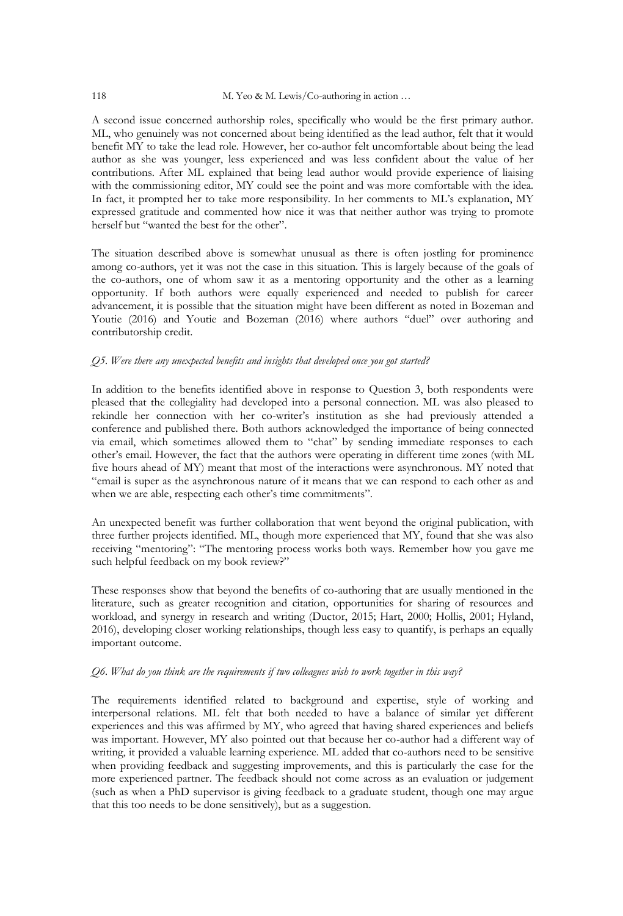A second issue concerned authorship roles, specifically who would be the first primary author. ML, who genuinely was not concerned about being identified as the lead author, felt that it would benefit MY to take the lead role. However, her co-author felt uncomfortable about being the lead author as she was younger, less experienced and was less confident about the value of her contributions. After ML explained that being lead author would provide experience of liaising with the commissioning editor, MY could see the point and was more comfortable with the idea. In fact, it prompted her to take more responsibility. In her comments to ML's explanation, MY expressed gratitude and commented how nice it was that neither author was trying to promote herself but "wanted the best for the other".

The situation described above is somewhat unusual as there is often jostling for prominence among co-authors, yet it was not the case in this situation. This is largely because of the goals of the co-authors, one of whom saw it as a mentoring opportunity and the other as a learning opportunity. If both authors were equally experienced and needed to publish for career advancement, it is possible that the situation might have been different as noted in Bozeman and Youtie (2016) and Youtie and Bozeman (2016) where authors "duel" over authoring and contributorship credit.

*Q5. Were there any unexpected benefits and insights that developed once you got started?*

In addition to the benefits identified above in response to Question 3, both respondents were pleased that the collegiality had developed into a personal connection. ML was also pleased to rekindle her connection with her co-writer's institution as she had previously attended a conference and published there. Both authors acknowledged the importance of being connected via email, which sometimes allowed them to "chat" by sending immediate responses to each other's email. However, the fact that the authors were operating in different time zones (with ML five hours ahead of MY) meant that most of the interactions were asynchronous. MY noted that "email is super as the asynchronous nature of it means that we can respond to each other as and when we are able, respecting each other's time commitments".

An unexpected benefit was further collaboration that went beyond the original publication, with three further projects identified. ML, though more experienced that MY, found that she was also receiving "mentoring": "The mentoring process works both ways. Remember how you gave me such helpful feedback on my book review?"

These responses show that beyond the benefits of co-authoring that are usually mentioned in the literature, such as greater recognition and citation, opportunities for sharing of resources and workload, and synergy in research and writing (Ductor, 2015; Hart, 2000; Hollis, 2001; Hyland, 2016), developing closer working relationships, though less easy to quantify, is perhaps an equally important outcome.

*Q6. What do you think are the requirements if two colleagues wish to work together in this way?*

The requirements identified related to background and expertise, style of working and interpersonal relations. ML felt that both needed to have a balance of similar yet different experiences and this was affirmed by MY, who agreed that having shared experiences and beliefs was important. However, MY also pointed out that because her co-author had a different way of writing, it provided a valuable learning experience. ML added that co-authors need to be sensitive when providing feedback and suggesting improvements, and this is particularly the case for the more experienced partner. The feedback should not come across as an evaluation or judgement (such as when a PhD supervisor is giving feedback to a graduate student, though one may argue that this too needs to be done sensitively), but as a suggestion.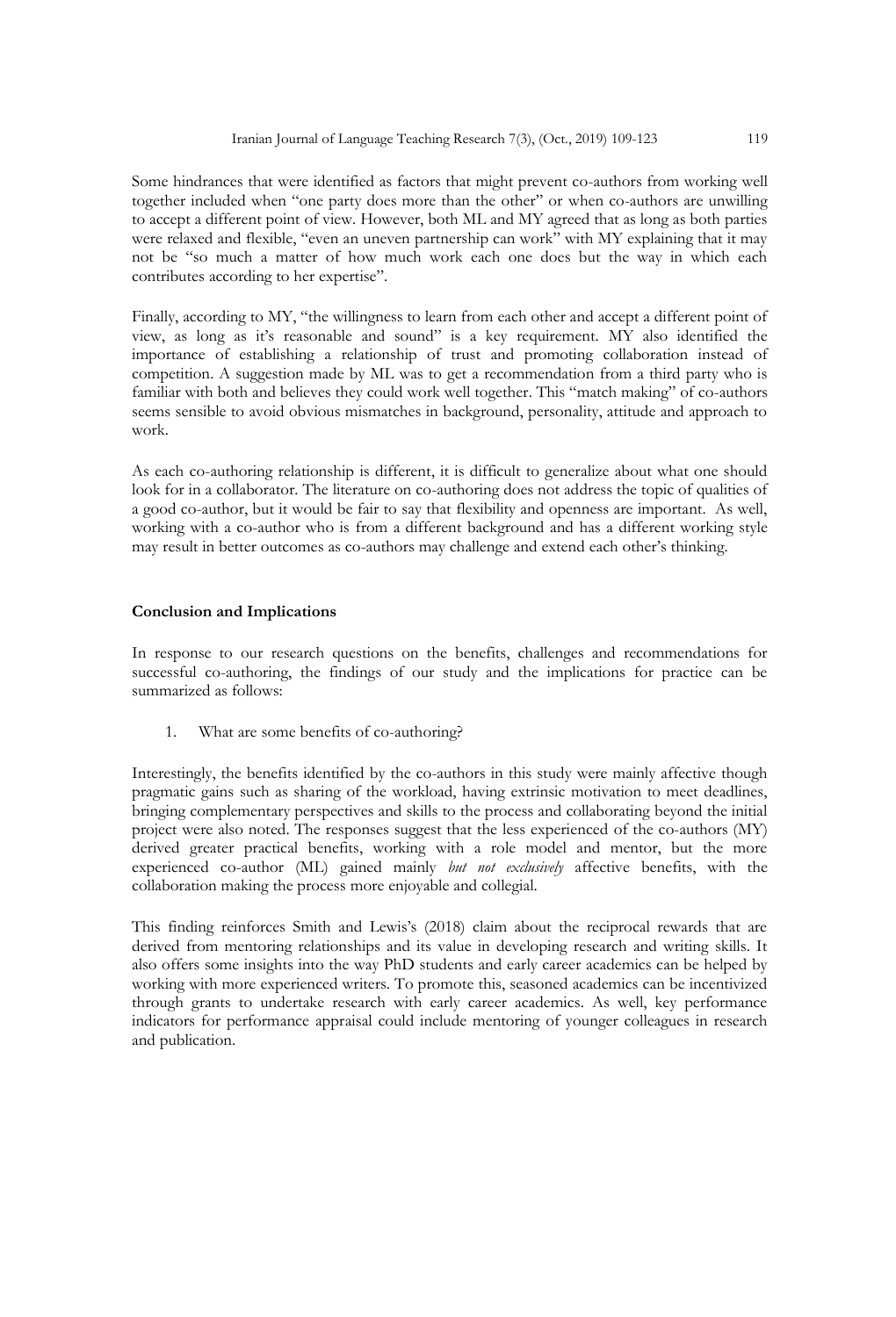Some hindrances that were identified as factors that might prevent co-authors from working well together included when "one party does more than the other" or when co-authors are unwilling to accept a different point of view. However, both ML and MY agreed that as long as both parties were relaxed and flexible, "even an uneven partnership can work" with MY explaining that it may not be "so much a matter of how much work each one does but the way in which each contributes according to her expertise".

Finally, according to MY, "the willingness to learn from each other and accept a different point of view, as long as it's reasonable and sound" is a key requirement. MY also identified the importance of establishing a relationship of trust and promoting collaboration instead of competition. A suggestion made by ML was to get a recommendation from a third party who is familiar with both and believes they could work well together. This "match making" of co-authors seems sensible to avoid obvious mismatches in background, personality, attitude and approach to work.

As each co-authoring relationship is different, it is difficult to generalize about what one should look for in a collaborator. The literature on co-authoring does not address the topic of qualities of a good co-author, but it would be fair to say that flexibility and openness are important. As well, working with a co-author who is from a different background and has a different working style may result in better outcomes as co-authors may challenge and extend each other's thinking.

## Conclusion and Implications

In response to our research questions on the benefits, challenges and recommendations for successful co-authoring, the findings of our study and the implications for practice can be summarized as follows:

1. What are some benefits of co-authoring?

Interestingly, the benefits identified by the co-authors in this study were mainly affective though pragmatic gains such as sharing of the workload, having extrinsic motivation to meet deadlines, bringing complementary perspectives and skills to the process and collaborating beyond the initial project were also noted. The responses suggest that the less experienced of the co-authors (MY) derived greater practical benefits, working with a role model and mentor, but the more experienced co-author (ML) gained mainly *but not exclusively* affective benefits, with the collaboration making the process more enjoyable and collegial.

This finding reinforces Smith and Lewis's (2018) claim about the reciprocal rewards that are derived from mentoring relationships and its value in developing research and writing skills. It also offers some insights into the way PhD students and early career academics can be helped by working with more experienced writers. To promote this, seasoned academics can be incentivized through grants to undertake research with early career academics. As well, key performance indicators for performance appraisal could include mentoring of younger colleagues in research and publication.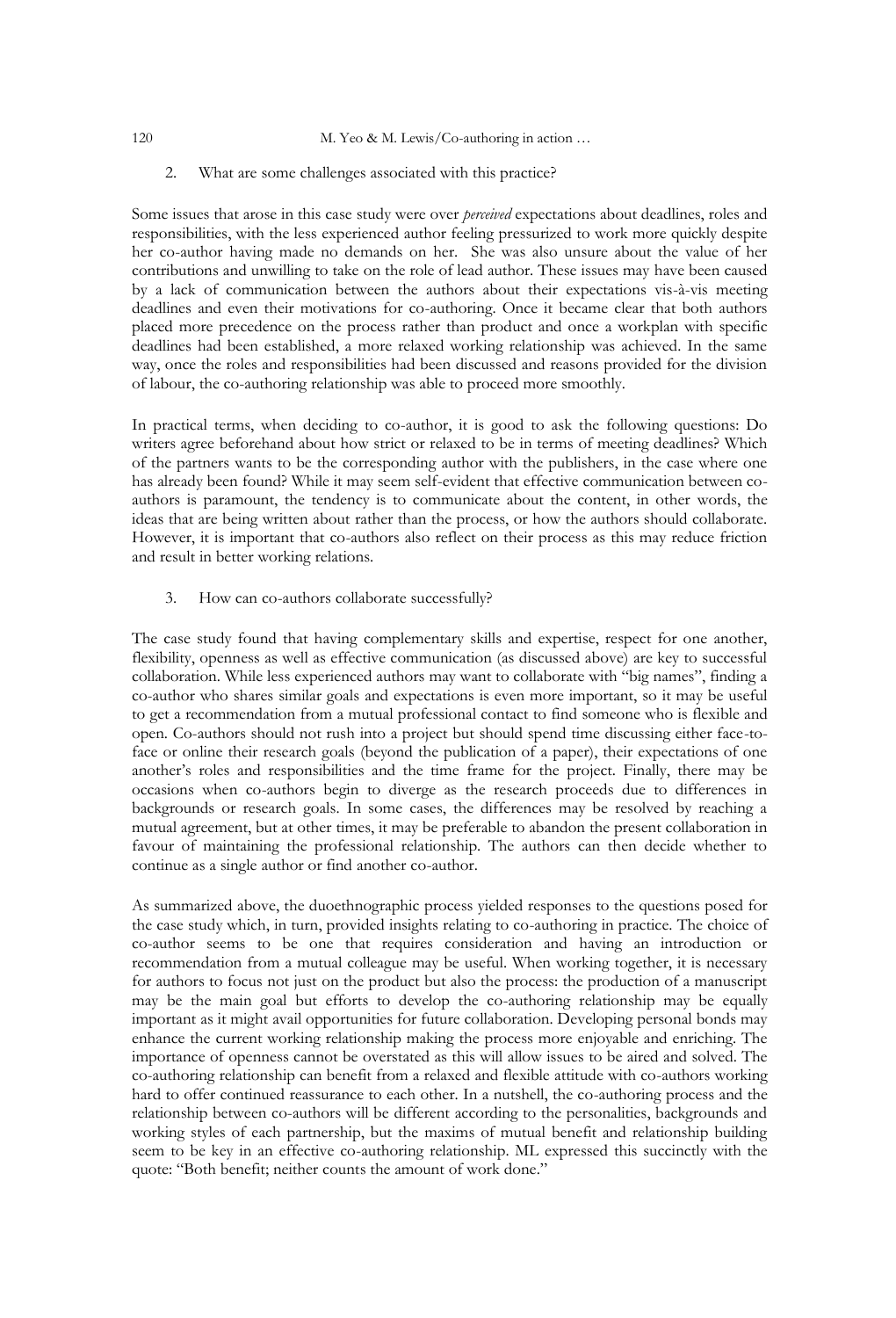2. What are some challenges associated with this practice?

Some issues that arose in this case study were over *perceived* expectations about deadlines, roles and responsibilities, with the less experienced author feeling pressurized to work more quickly despite her co-author having made no demands on her. She was also unsure about the value of her contributions and unwilling to take on the role of lead author. These issues may have been caused by a lack of communication between the authors about their expectations vis-à-vis meeting deadlines and even their motivations for co-authoring. Once it became clear that both authors placed more precedence on the process rather than product and once a workplan with specific deadlines had been established, a more relaxed working relationship was achieved. In the same way, once the roles and responsibilities had been discussed and reasons provided for the division of labour, the co-authoring relationship was able to proceed more smoothly.

In practical terms, when deciding to co-author, it is good to ask the following questions: Do writers agree beforehand about how strict or relaxed to be in terms of meeting deadlines? Which of the partners wants to be the corresponding author with the publishers, in the case where one has already been found? While it may seem self-evident that effective communication between co-authors is paramount, the tendency is to communicate about the content, in other words, the ideas that are being written about rather than the process, or how the authors should collaborate. However, it is important that co-authors also reflect on their process as this may reduce friction and result in better working relations.

3. How can co-authors collaborate successfully?

The case study found that having complementary skills and expertise, respect for one another, flexibility, openness as well as effective communication (as discussed above) are key to successful collaboration. While less experienced authors may want to collaborate with "big names", finding a co-author who shares similar goals and expectations is even more important, so it may be useful to get a recommendation from a mutual professional contact to find someone who is flexible and open. Co-authors should not rush into a project but should spend time discussing either face-to-face or online their research goals (beyond the publication of a paper), their expectations of one another's roles and responsibilities and the time frame for the project. Finally, there may be occasions when co-authors begin to diverge as the research proceeds due to differences in backgrounds or research goals. In some cases, the differences may be resolved by reaching a mutual agreement, but at other times, it may be preferable to abandon the present collaboration in favour of maintaining the professional relationship. The authors can then decide whether to continue as a single author or find another co-author.

As summarized above, the duoethnographic process yielded responses to the questions posed for the case study which, in turn, provided insights relating to co-authoring in practice. The choice of co-author seems to be one that requires consideration and having an introduction or recommendation from a mutual colleague may be useful. When working together, it is necessary for authors to focus not just on the product but also the process: the production of a manuscript may be the main goal but efforts to develop the co-authoring relationship may be equally important as it might avail opportunities for future collaboration. Developing personal bonds may enhance the current working relationship making the process more enjoyable and enriching. The importance of openness cannot be overstated as this will allow issues to be aired and solved. The co-authoring relationship can benefit from a relaxed and flexible attitude with co-authors working hard to offer continued reassurance to each other. In a nutshell, the co-authoring process and the relationship between co-authors will be different according to the personalities, backgrounds and working styles of each partnership, but the maxims of mutual benefit and relationship building seem to be key in an effective co-authoring relationship. ML expressed this succinctly with the quote: "Both benefit; neither counts the amount of work done."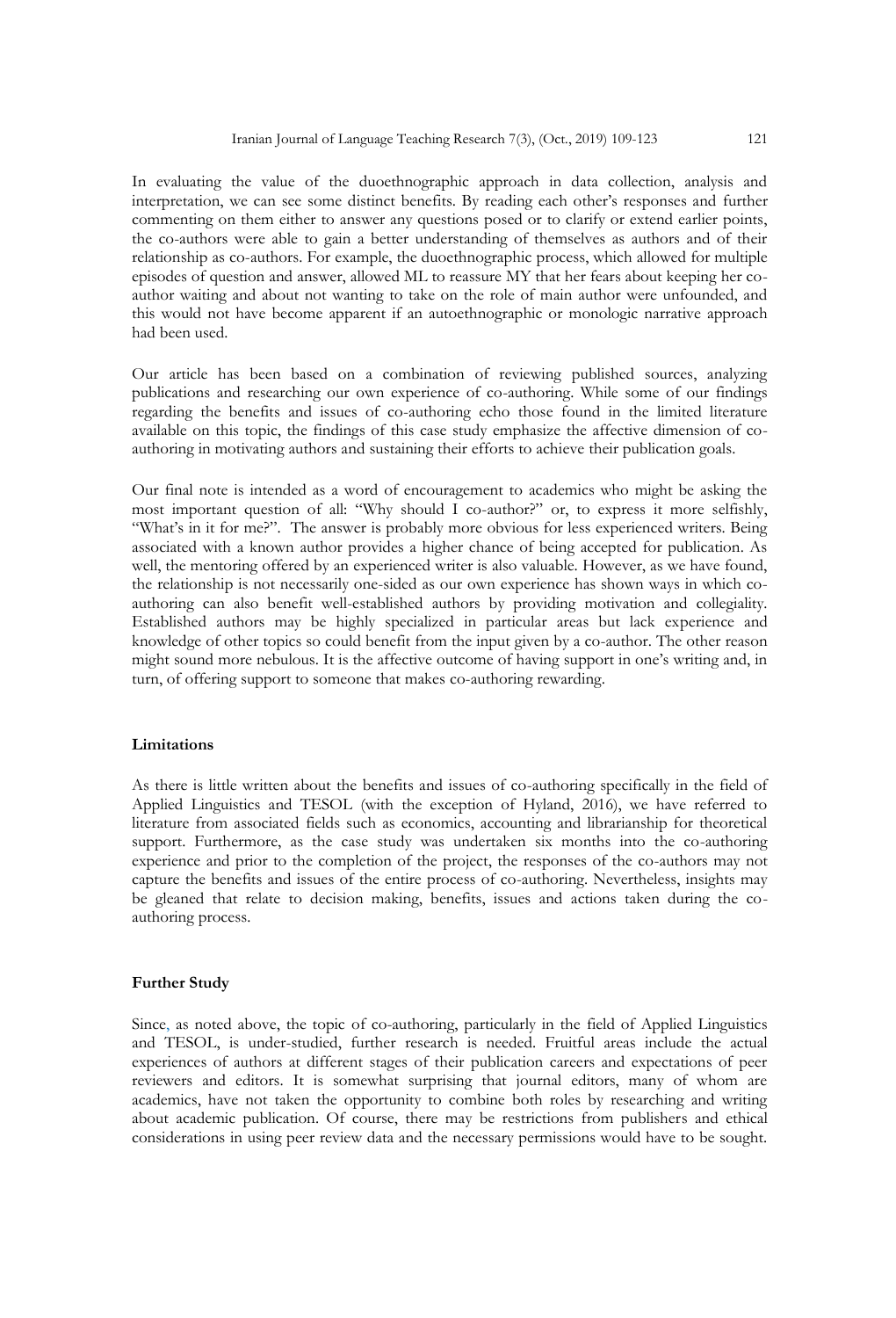In evaluating the value of the duoethnographic approach in data collection, analysis and interpretation, we can see some distinct benefits. By reading each other's responses and further commenting on them either to answer any questions posed or to clarify or extend earlier points, the co-authors were able to gain a better understanding of themselves as authors and of their relationship as co-authors. For example, the duoethnographic process, which allowed for multiple episodes of question and answer, allowed ML to reassure MY that her fears about keeping her co-author waiting and about not wanting to take on the role of main author were unfounded, and this would not have become apparent if an autoethnographic or monologic narrative approach had been used.

Our article has been based on a combination of reviewing published sources, analyzing publications and researching our own experience of co-authoring. While some of our findings regarding the benefits and issues of co-authoring echo those found in the limited literature available on this topic, the findings of this case study emphasize the affective dimension of co-authoring in motivating authors and sustaining their efforts to achieve their publication goals.

Our final note is intended as a word of encouragement to academics who might be asking the most important question of all: "Why should I co-author?" or, to express it more selfishly, "What's in it for me?". The answer is probably more obvious for less experienced writers. Being associated with a known author provides a higher chance of being accepted for publication. As well, the mentoring offered by an experienced writer is also valuable. However, as we have found, the relationship is not necessarily one-sided as our own experience has shown ways in which co-authoring can also benefit well-established authors by providing motivation and collegiality. Established authors may be highly specialized in particular areas but lack experience and knowledge of other topics so could benefit from the input given by a co-author. The other reason might sound more nebulous. It is the affective outcome of having support in one's writing and, in turn, of offering support to someone that makes co-authoring rewarding.

## Limitations

As there is little written about the benefits and issues of co-authoring specifically in the field of Applied Linguistics and TESOL (with the exception of Hyland, 2016), we have referred to literature from associated fields such as economics, accounting and librarianship for theoretical support. Furthermore, as the case study was undertaken six months into the co-authoring experience and prior to the completion of the project, the responses of the co-authors may not capture the benefits and issues of the entire process of co-authoring. Nevertheless, insights may be gleaned that relate to decision making, benefits, issues and actions taken during the co-authoring process.

## Further Study

Since, as noted above, the topic of co-authoring, particularly in the field of Applied Linguistics and TESOL, is under-studied, further research is needed. Fruitful areas include the actual experiences of authors at different stages of their publication careers and expectations of peer reviewers and editors. It is somewhat surprising that journal editors, many of whom are academics, have not taken the opportunity to combine both roles by researching and writing about academic publication. Of course, there may be restrictions from publishers and ethical considerations in using peer review data and the necessary permissions would have to be sought.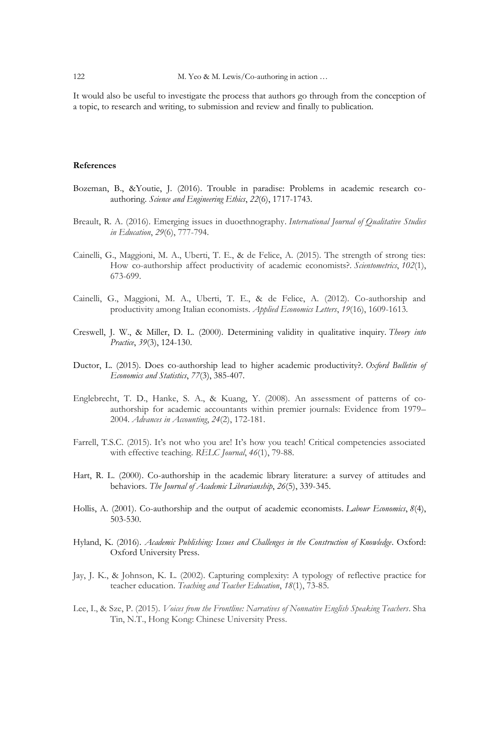It would also be useful to investigate the process that authors go through from the conception of a topic, to research and writing, to submission and review and finally to publication.

**References**

Bozeman, B., &Youtie, J. (2016). Trouble in paradise: Problems in academic research co-authoring. *Science and Engineering Ethics*, *22*(6), 1717-1743.

Breault, R. A. (2016). Emerging issues in duoethnography. *International Journal of Qualitative Studies in Education*, *29*(6), 777-794.

Cainelli, G., Maggioni, M. A., Uberti, T. E., & de Felice, A. (2015). The strength of strong ties: How co-authorship affect productivity of academic economists?. *Scientometrics*, *102*(1), 673-699.

Cainelli, G., Maggioni, M. A., Uberti, T. E., & de Felice, A. (2012). Co-authorship and productivity among Italian economists. *Applied Economics Letters*, *19*(16), 1609-1613.

Creswell, J. W., & Miller, D. L. (2000). Determining validity in qualitative inquiry. *Theory into Practice*, *39*(3), 124-130.

Ductor, L. (2015). Does co-authorship lead to higher academic productivity?. *Oxford Bulletin of Economics and Statistics*, *77*(3), 385-407.

Englebrecht, T. D., Hanke, S. A., & Kuang, Y. (2008). An assessment of patterns of co-authorship for academic accountants within premier journals: Evidence from 1979–2004. *Advances in Accounting*, *24*(2), 172-181.

Farrell, T.S.C. (2015). It's not who you are! It's how you teach! Critical competencies associated with effective teaching. *RELC Journal*, *46*(1), 79-88.

Hart, R. L. (2000). Co-authorship in the academic library literature: a survey of attitudes and behaviors. *The Journal of Academic Librarianship*, *26*(5), 339-345.

Hollis, A. (2001). Co-authorship and the output of academic economists. *Labour Economics*, *8*(4), 503-530.

Hyland, K. (2016). *Academic Publishing: Issues and Challenges in the Construction of Knowledge*. Oxford: Oxford University Press.

Jay, J. K., & Johnson, K. L. (2002). Capturing complexity: A typology of reflective practice for teacher education. *Teaching and Teacher Education*, *18*(1), 73-85.

Lee, I., & Sze, P. (2015). *Voices from the Frontline: Narratives of Nonnative English Speaking Teachers*. Sha Tin, N.T., Hong Kong: Chinese University Press.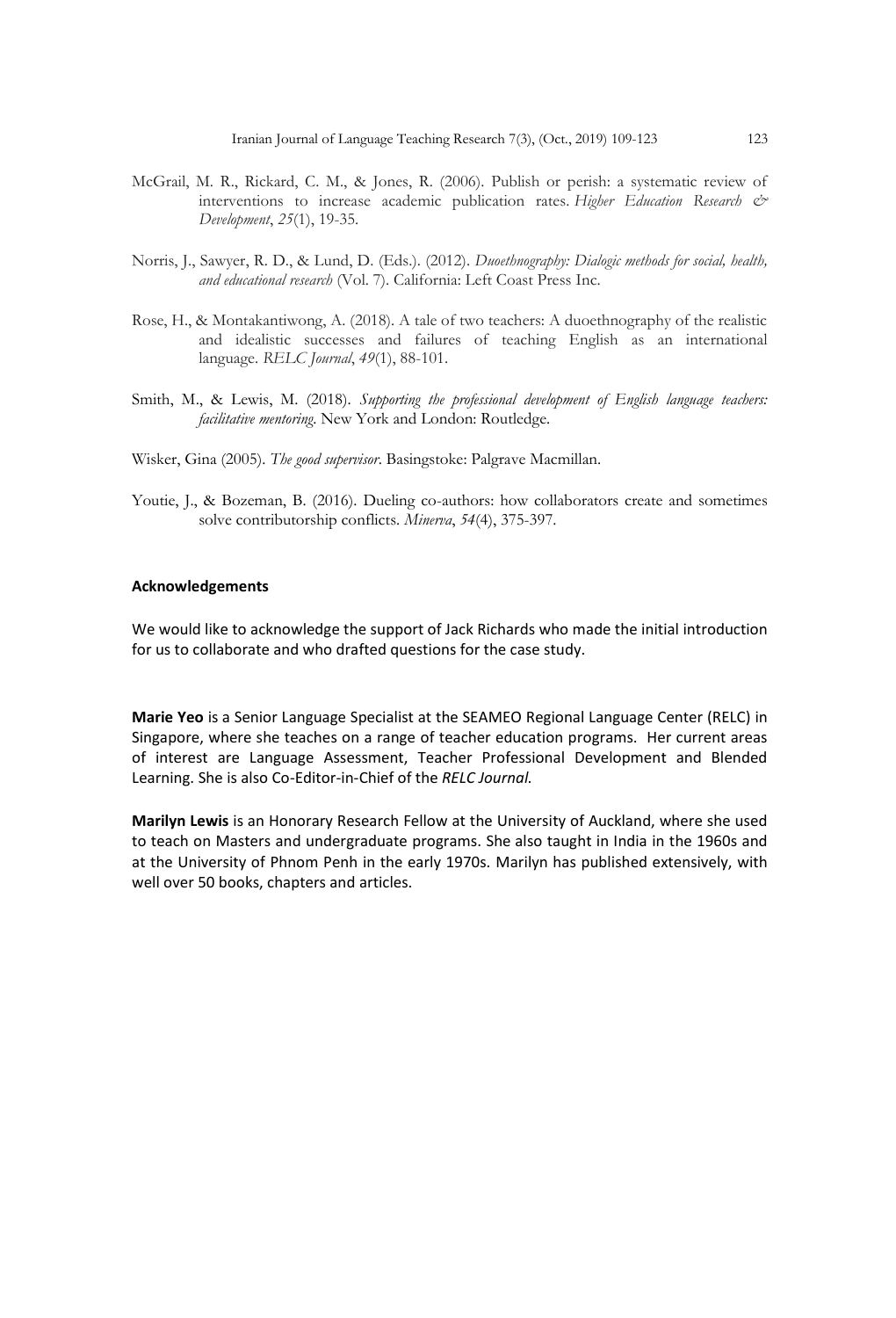McGrail, M. R., Rickard, C. M., & Jones, R. (2006). Publish or perish: a systematic review of interventions to increase academic publication rates. *Higher Education Research & Development*, *25*(1), 19-35.

Norris, J., Sawyer, R. D., & Lund, D. (Eds.). (2012). *Duoethnography: Dialogic methods for social, health, and educational research* (Vol. 7). California: Left Coast Press Inc.

Rose, H., & Montakantiwong, A. (2018). A tale of two teachers: A duoethnography of the realistic and idealistic successes and failures of teaching English as an international language. *RELC Journal*, *49*(1), 88-101.

Smith, M., & Lewis, M. (2018). *Supporting the professional development of English language teachers: facilitative mentoring*. New York and London: Routledge.

Wisker, Gina (2005). *The good supervisor*. Basingstoke: Palgrave Macmillan.

Youtie, J., & Bozeman, B. (2016). Dueling co-authors: how collaborators create and sometimes solve contributorship conflicts. *Minerva*, *54*(4), 375-397.

## Acknowledgements

We would like to acknowledge the support of Jack Richards who made the initial introduction for us to collaborate and who drafted questions for the case study.

**Marie Yeo** is a Senior Language Specialist at the SEAMEO Regional Language Center (RELC) in Singapore, where she teaches on a range of teacher education programs. Her current areas of interest are Language Assessment, Teacher Professional Development and Blended Learning. She is also Co-Editor-in-Chief of the *RELC Journal.*

**Marilyn Lewis** is an Honorary Research Fellow at the University of Auckland, where she used to teach on Masters and undergraduate programs. She also taught in India in the 1960s and at the University of Phnom Penh in the early 1970s. Marilyn has published extensively, with well over 50 books, chapters and articles.